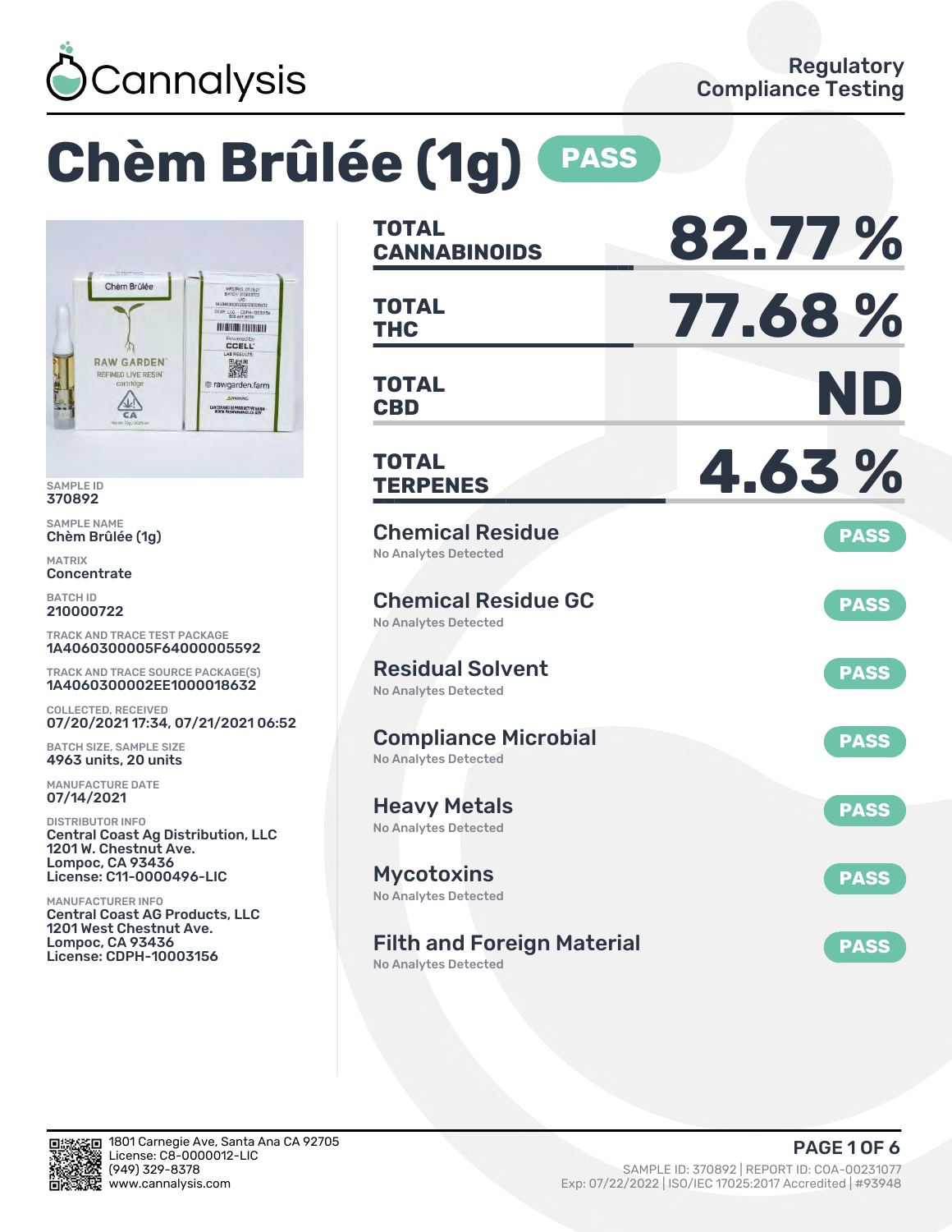Cannalysis

Regulatory Compliance Testing

# Chèm Brûlée (1g) PASS

SAMPLE ID
370892

SAMPLE NAME
Chèm Brûlée (1g)

MATRIX
Concentrate

BATCH ID
210000722

TRACK AND TRACE TEST PACKAGE
1A4060300005F64000005592

TRACK AND TRACE SOURCE PACKAGE(S)
1A4060300002EE1000018632

COLLECTED, RECEIVED
07/20/2021 17:34, 07/21/2021 06:52

BATCH SIZE, SAMPLE SIZE
4963 units, 20 units

MANUFACTURE DATE
07/14/2021

DISTRIBUTOR INFO
Central Coast Ag Distribution, LLC
1201 W. Chestnut Ave.
Lompoc, CA 93436
License: C11-0000496-LIC

MANUFACTURER INFO
Central Coast AG Products, LLC
1201 West Chestnut Ave.
Lompoc, CA 93436
License: CDPH-10003156

| | |
|---|---|
| **TOTAL CANNABINOIDS** | **82.77 %** |
| **TOTAL THC** | **77.68 %** |
| **TOTAL CBD** | **ND** |
| **TOTAL TERPENES** | **4.63 %** |

| Test | Result | Status |
|---|---|---|
| Chemical Residue | No Analytes Detected | PASS |
| Chemical Residue GC | No Analytes Detected | PASS |
| Residual Solvent | No Analytes Detected | PASS |
| Compliance Microbial | No Analytes Detected | PASS |
| Heavy Metals | No Analytes Detected | PASS |
| Mycotoxins | No Analytes Detected | PASS |
| Filth and Foreign Material | No Analytes Detected | PASS |

1801 Carnegie Ave, Santa Ana CA 92705
License: C8-0000012-LIC
(949) 329-8378
www.cannalysis.com

SAMPLE ID: 370892 | REPORT ID: COA-00231077
Exp: 07/22/2022 | ISO/IEC 17025:2017 Accredited | #93948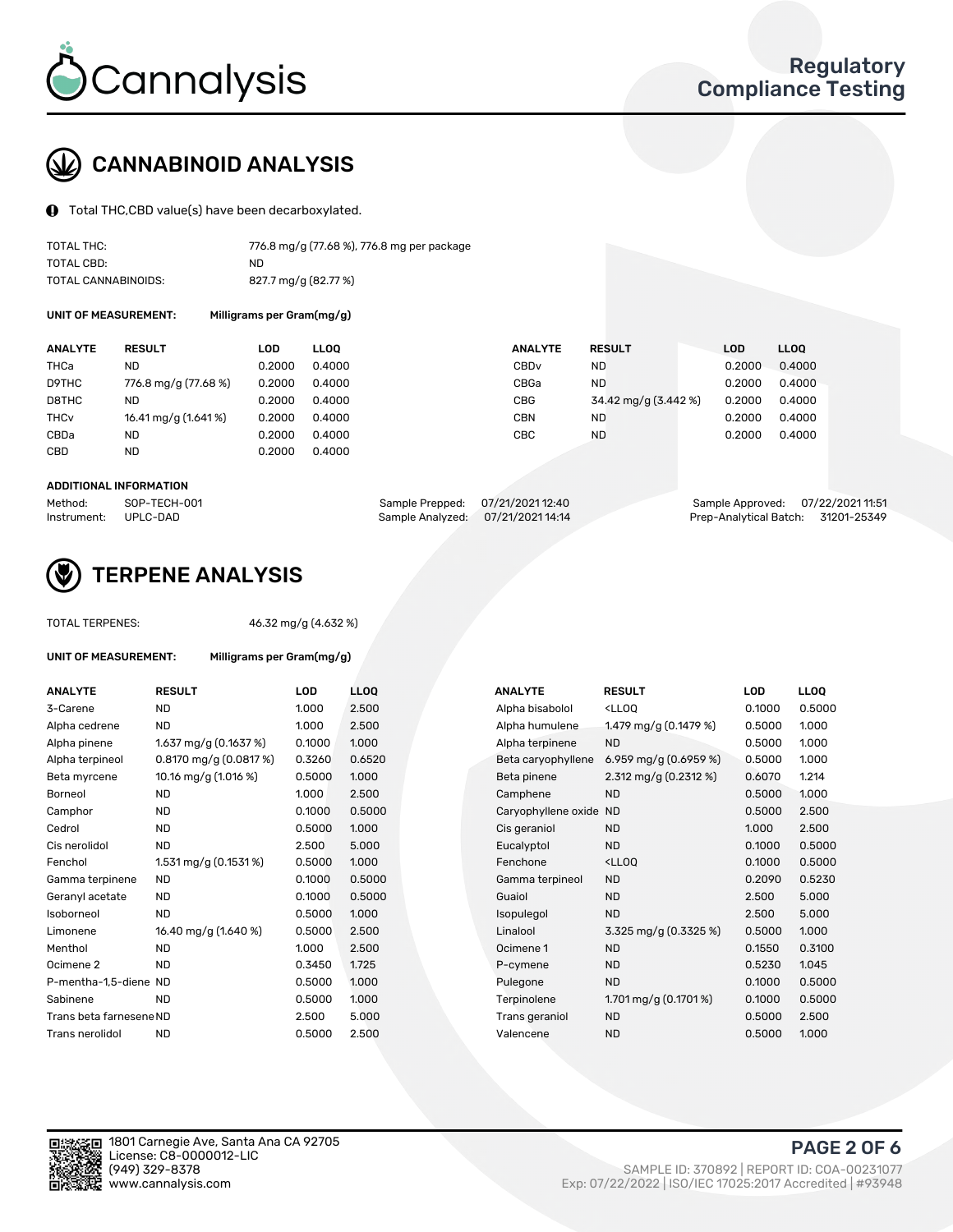# Cannalysis

**Regulatory Compliance Testing**

## CANNABINOID ANALYSIS

Total THC,CBD value(s) have been decarboxylated.

| | |
|---|---|
| TOTAL THC: | 776.8 mg/g (77.68 %), 776.8 mg per package |
| TOTAL CBD: | ND |
| TOTAL CANNABINOIDS: | 827.7 mg/g (82.77 %) |

**UNIT OF MEASUREMENT:** Milligrams per Gram(mg/g)

| ANALYTE | RESULT | LOD | LLOQ | ANALYTE | RESULT | LOD | LLOQ |
|---|---|---|---|---|---|---|---|
| THCa | ND | 0.2000 | 0.4000 | CBDv | ND | 0.2000 | 0.4000 |
| D9THC | 776.8 mg/g (77.68 %) | 0.2000 | 0.4000 | CBGa | ND | 0.2000 | 0.4000 |
| D8THC | ND | 0.2000 | 0.4000 | CBG | 34.42 mg/g (3.442 %) | 0.2000 | 0.4000 |
| THCv | 16.41 mg/g (1.641 %) | 0.2000 | 0.4000 | CBN | ND | 0.2000 | 0.4000 |
| CBDa | ND | 0.2000 | 0.4000 | CBC | ND | 0.2000 | 0.4000 |
| CBD | ND | 0.2000 | 0.4000 | | | | |

**ADDITIONAL INFORMATION**

| | | | | | |
|---|---|---|---|---|---|
| Method: | SOP-TECH-001 | Sample Prepped: | 07/21/2021 12:40 | Sample Approved: | 07/22/2021 11:51 |
| Instrument: | UPLC-DAD | Sample Analyzed: | 07/21/2021 14:14 | Prep-Analytical Batch: | 31201-25349 |

## TERPENE ANALYSIS

TOTAL TERPENES: 46.32 mg/g (4.632 %)

**UNIT OF MEASUREMENT:** Milligrams per Gram(mg/g)

| ANALYTE | RESULT | LOD | LLOQ | ANALYTE | RESULT | LOD | LLOQ |
|---|---|---|---|---|---|---|---|
| 3-Carene | ND | 1.000 | 2.500 | Alpha bisabolol | <LLOQ | 0.1000 | 0.5000 |
| Alpha cedrene | ND | 1.000 | 2.500 | Alpha humulene | 1.479 mg/g (0.1479 %) | 0.5000 | 1.000 |
| Alpha pinene | 1.637 mg/g (0.1637 %) | 0.1000 | 1.000 | Alpha terpinene | ND | 0.5000 | 1.000 |
| Alpha terpineol | 0.8170 mg/g (0.0817 %) | 0.3260 | 0.6520 | Beta caryophyllene | 6.959 mg/g (0.6959 %) | 0.5000 | 1.000 |
| Beta myrcene | 10.16 mg/g (1.016 %) | 0.5000 | 1.000 | Beta pinene | 2.312 mg/g (0.2312 %) | 0.6070 | 1.214 |
| Borneol | ND | 1.000 | 2.500 | Camphene | ND | 0.5000 | 1.000 |
| Camphor | ND | 0.1000 | 0.5000 | Caryophyllene oxide | ND | 0.5000 | 2.500 |
| Cedrol | ND | 0.5000 | 1.000 | Cis geraniol | ND | 1.000 | 2.500 |
| Cis nerolidol | ND | 2.500 | 5.000 | Eucalyptol | ND | 0.1000 | 0.5000 |
| Fenchol | 1.531 mg/g (0.1531 %) | 0.5000 | 1.000 | Fenchone | <LLOQ | 0.1000 | 0.5000 |
| Gamma terpinene | ND | 0.1000 | 0.5000 | Gamma terpineol | ND | 0.2090 | 0.5230 |
| Geranyl acetate | ND | 0.1000 | 0.5000 | Guaiol | ND | 2.500 | 5.000 |
| Isoborneol | ND | 0.5000 | 1.000 | Isopulegol | ND | 2.500 | 5.000 |
| Limonene | 16.40 mg/g (1.640 %) | 0.5000 | 2.500 | Linalool | 3.325 mg/g (0.3325 %) | 0.5000 | 1.000 |
| Menthol | ND | 1.000 | 2.500 | Ocimene 1 | ND | 0.1550 | 0.3100 |
| Ocimene 2 | ND | 0.3450 | 1.725 | P-cymene | ND | 0.5230 | 1.045 |
| P-mentha-1,5-diene | ND | 0.5000 | 1.000 | Pulegone | ND | 0.1000 | 0.5000 |
| Sabinene | ND | 0.5000 | 1.000 | Terpinolene | 1.701 mg/g (0.1701 %) | 0.1000 | 0.5000 |
| Trans beta farnesene | ND | 2.500 | 5.000 | Trans geraniol | ND | 0.5000 | 2.500 |
| Trans nerolidol | ND | 0.5000 | 2.500 | Valencene | ND | 0.5000 | 1.000 |

1801 Carnegie Ave, Santa Ana CA 92705
License: C8-0000012-LIC
(949) 329-8378
www.cannalysis.com

SAMPLE ID: 370892 | REPORT ID: COA-00231077
Exp: 07/22/2022 | ISO/IEC 17025:2017 Accredited | #93948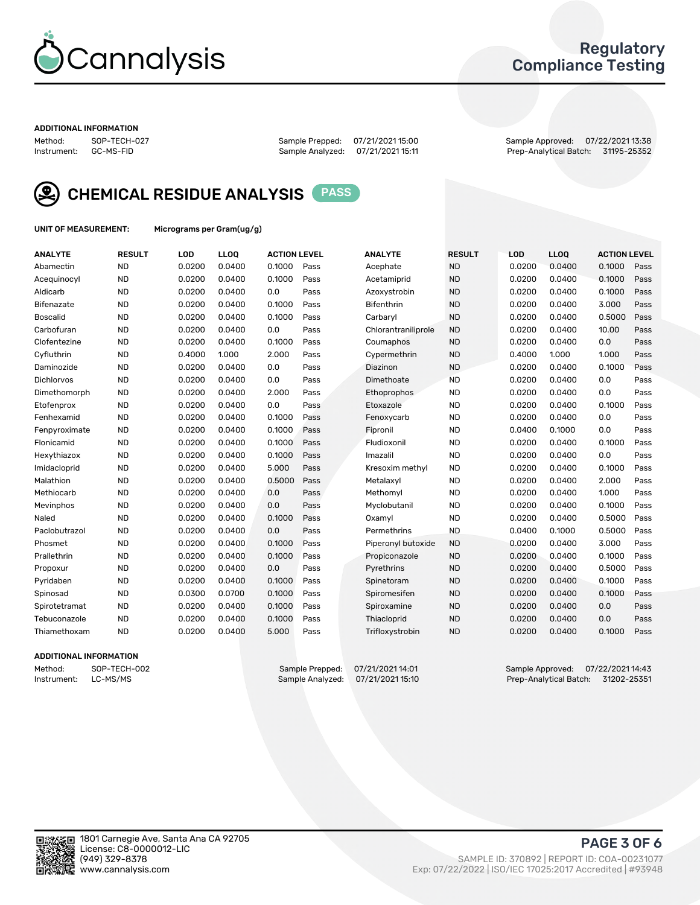# Cannalysis

## Regulatory Compliance Testing

**ADDITIONAL INFORMATION**

Method: SOP-TECH-027
Instrument: GC-MS-FID

Sample Prepped: 07/21/2021 15:00
Sample Analyzed: 07/21/2021 15:11

Sample Approved: 07/22/2021 13:38
Prep-Analytical Batch: 31195-25352

## CHEMICAL RESIDUE ANALYSIS PASS

**UNIT OF MEASUREMENT:** Micrograms per Gram(ug/g)

| ANALYTE | RESULT | LOD | LLOQ | ACTION LEVEL | | ANALYTE | RESULT | LOD | LLOQ | ACTION LEVEL | |
|---|---|---|---|---|---|---|---|---|---|---|---|
| Abamectin | ND | 0.0200 | 0.0400 | 0.1000 | Pass | Acephate | ND | 0.0200 | 0.0400 | 0.1000 | Pass |
| Acequinocyl | ND | 0.0200 | 0.0400 | 0.1000 | Pass | Acetamiprid | ND | 0.0200 | 0.0400 | 0.1000 | Pass |
| Aldicarb | ND | 0.0200 | 0.0400 | 0.0 | Pass | Azoxystrobin | ND | 0.0200 | 0.0400 | 0.1000 | Pass |
| Bifenazate | ND | 0.0200 | 0.0400 | 0.1000 | Pass | Bifenthrin | ND | 0.0200 | 0.0400 | 3.000 | Pass |
| Boscalid | ND | 0.0200 | 0.0400 | 0.1000 | Pass | Carbaryl | ND | 0.0200 | 0.0400 | 0.5000 | Pass |
| Carbofuran | ND | 0.0200 | 0.0400 | 0.0 | Pass | Chlorantraniliprole | ND | 0.0200 | 0.0400 | 10.00 | Pass |
| Clofentezine | ND | 0.0200 | 0.0400 | 0.1000 | Pass | Coumaphos | ND | 0.0200 | 0.0400 | 0.0 | Pass |
| Cyfluthrin | ND | 0.4000 | 1.000 | 2.000 | Pass | Cypermethrin | ND | 0.4000 | 1.000 | 1.000 | Pass |
| Daminozide | ND | 0.0200 | 0.0400 | 0.0 | Pass | Diazinon | ND | 0.0200 | 0.0400 | 0.1000 | Pass |
| Dichlorvos | ND | 0.0200 | 0.0400 | 0.0 | Pass | Dimethoate | ND | 0.0200 | 0.0400 | 0.0 | Pass |
| Dimethomorph | ND | 0.0200 | 0.0400 | 2.000 | Pass | Ethoprophos | ND | 0.0200 | 0.0400 | 0.0 | Pass |
| Etofenprox | ND | 0.0200 | 0.0400 | 0.0 | Pass | Etoxazole | ND | 0.0200 | 0.0400 | 0.1000 | Pass |
| Fenhexamid | ND | 0.0200 | 0.0400 | 0.1000 | Pass | Fenoxycarb | ND | 0.0200 | 0.0400 | 0.0 | Pass |
| Fenpyroximate | ND | 0.0200 | 0.0400 | 0.1000 | Pass | Fipronil | ND | 0.0400 | 0.1000 | 0.0 | Pass |
| Flonicamid | ND | 0.0200 | 0.0400 | 0.1000 | Pass | Fludioxonil | ND | 0.0200 | 0.0400 | 0.1000 | Pass |
| Hexythiazox | ND | 0.0200 | 0.0400 | 0.1000 | Pass | Imazalil | ND | 0.0200 | 0.0400 | 0.0 | Pass |
| Imidacloprid | ND | 0.0200 | 0.0400 | 5.000 | Pass | Kresoxim methyl | ND | 0.0200 | 0.0400 | 0.1000 | Pass |
| Malathion | ND | 0.0200 | 0.0400 | 0.5000 | Pass | Metalaxyl | ND | 0.0200 | 0.0400 | 2.000 | Pass |
| Methiocarb | ND | 0.0200 | 0.0400 | 0.0 | Pass | Methomyl | ND | 0.0200 | 0.0400 | 1.000 | Pass |
| Mevinphos | ND | 0.0200 | 0.0400 | 0.0 | Pass | Myclobutanil | ND | 0.0200 | 0.0400 | 0.1000 | Pass |
| Naled | ND | 0.0200 | 0.0400 | 0.1000 | Pass | Oxamyl | ND | 0.0200 | 0.0400 | 0.5000 | Pass |
| Paclobutrazol | ND | 0.0200 | 0.0400 | 0.0 | Pass | Permethrins | ND | 0.0400 | 0.1000 | 0.5000 | Pass |
| Phosmet | ND | 0.0200 | 0.0400 | 0.1000 | Pass | Piperonyl butoxide | ND | 0.0200 | 0.0400 | 3.000 | Pass |
| Prallethrin | ND | 0.0200 | 0.0400 | 0.1000 | Pass | Propiconazole | ND | 0.0200 | 0.0400 | 0.1000 | Pass |
| Propoxur | ND | 0.0200 | 0.0400 | 0.0 | Pass | Pyrethrins | ND | 0.0200 | 0.0400 | 0.5000 | Pass |
| Pyridaben | ND | 0.0200 | 0.0400 | 0.1000 | Pass | Spinetoram | ND | 0.0200 | 0.0400 | 0.1000 | Pass |
| Spinosad | ND | 0.0300 | 0.0700 | 0.1000 | Pass | Spiromesifen | ND | 0.0200 | 0.0400 | 0.1000 | Pass |
| Spirotetramat | ND | 0.0200 | 0.0400 | 0.1000 | Pass | Spiroxamine | ND | 0.0200 | 0.0400 | 0.0 | Pass |
| Tebuconazole | ND | 0.0200 | 0.0400 | 0.1000 | Pass | Thiacloprid | ND | 0.0200 | 0.0400 | 0.0 | Pass |
| Thiamethoxam | ND | 0.0200 | 0.0400 | 5.000 | Pass | Trifloxystrobin | ND | 0.0200 | 0.0400 | 0.1000 | Pass |

**ADDITIONAL INFORMATION**

Method: SOP-TECH-002
Instrument: LC-MS/MS

Sample Prepped: 07/21/2021 14:01
Sample Analyzed: 07/21/2021 15:10

Sample Approved: 07/22/2021 14:43
Prep-Analytical Batch: 31202-25351

1801 Carnegie Ave, Santa Ana CA 92705
License: C8-0000012-LIC
(949) 329-8378
www.cannalysis.com

SAMPLE ID: 370892 | REPORT ID: COA-00231077
Exp: 07/22/2022 | ISO/IEC 17025:2017 Accredited | #93948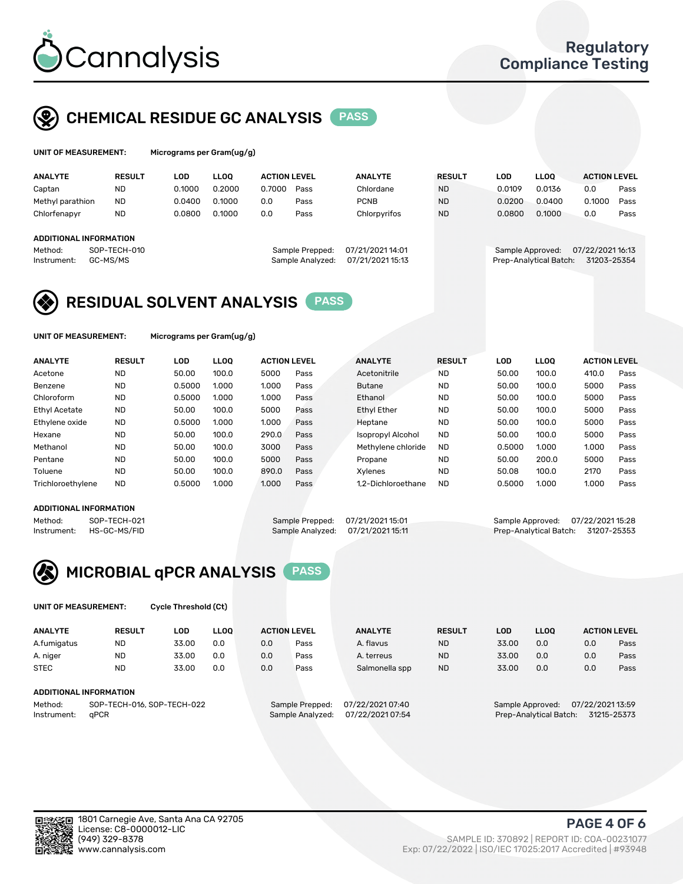# Cannalysis

Regulatory Compliance Testing

## CHEMICAL RESIDUE GC ANALYSIS PASS

UNIT OF MEASUREMENT: Micrograms per Gram(ug/g)

| ANALYTE | RESULT | LOD | LLOQ | ACTION LEVEL | | ANALYTE | RESULT | LOD | LLOQ | ACTION LEVEL | |
|---|---|---|---|---|---|---|---|---|---|---|---|
| Captan | ND | 0.1000 | 0.2000 | 0.7000 | Pass | Chlordane | ND | 0.0109 | 0.0136 | 0.0 | Pass |
| Methyl parathion | ND | 0.0400 | 0.1000 | 0.0 | Pass | PCNB | ND | 0.0200 | 0.0400 | 0.1000 | Pass |
| Chlorfenapyr | ND | 0.0800 | 0.1000 | 0.0 | Pass | Chlorpyrifos | ND | 0.0800 | 0.1000 | 0.0 | Pass |

**ADDITIONAL INFORMATION**

Method: SOP-TECH-010
Instrument: GC-MS/MS
Sample Prepped: 07/21/2021 14:01
Sample Analyzed: 07/21/2021 15:13
Sample Approved: 07/22/2021 16:13
Prep-Analytical Batch: 31203-25354

## RESIDUAL SOLVENT ANALYSIS PASS

UNIT OF MEASUREMENT: Micrograms per Gram(ug/g)

| ANALYTE | RESULT | LOD | LLOQ | ACTION LEVEL | | ANALYTE | RESULT | LOD | LLOQ | ACTION LEVEL | |
|---|---|---|---|---|---|---|---|---|---|---|---|
| Acetone | ND | 50.00 | 100.0 | 5000 | Pass | Acetonitrile | ND | 50.00 | 100.0 | 410.0 | Pass |
| Benzene | ND | 0.5000 | 1.000 | 1.000 | Pass | Butane | ND | 50.00 | 100.0 | 5000 | Pass |
| Chloroform | ND | 0.5000 | 1.000 | 1.000 | Pass | Ethanol | ND | 50.00 | 100.0 | 5000 | Pass |
| Ethyl Acetate | ND | 50.00 | 100.0 | 5000 | Pass | Ethyl Ether | ND | 50.00 | 100.0 | 5000 | Pass |
| Ethylene oxide | ND | 0.5000 | 1.000 | 1.000 | Pass | Heptane | ND | 50.00 | 100.0 | 5000 | Pass |
| Hexane | ND | 50.00 | 100.0 | 290.0 | Pass | Isopropyl Alcohol | ND | 50.00 | 100.0 | 5000 | Pass |
| Methanol | ND | 50.00 | 100.0 | 3000 | Pass | Methylene chloride | ND | 0.5000 | 1.000 | 1.000 | Pass |
| Pentane | ND | 50.00 | 100.0 | 5000 | Pass | Propane | ND | 50.00 | 200.0 | 5000 | Pass |
| Toluene | ND | 50.00 | 100.0 | 890.0 | Pass | Xylenes | ND | 50.08 | 100.0 | 2170 | Pass |
| Trichloroethylene | ND | 0.5000 | 1.000 | 1.000 | Pass | 1,2-Dichloroethane | ND | 0.5000 | 1.000 | 1.000 | Pass |

**ADDITIONAL INFORMATION**

Method: SOP-TECH-021
Instrument: HS-GC-MS/FID
Sample Prepped: 07/21/2021 15:01
Sample Analyzed: 07/21/2021 15:11
Sample Approved: 07/22/2021 15:28
Prep-Analytical Batch: 31207-25353

## MICROBIAL qPCR ANALYSIS PASS

UNIT OF MEASUREMENT: Cycle Threshold (Ct)

| ANALYTE | RESULT | LOD | LLOQ | ACTION LEVEL | | ANALYTE | RESULT | LOD | LLOQ | ACTION LEVEL | |
|---|---|---|---|---|---|---|---|---|---|---|---|
| A.fumigatus | ND | 33.00 | 0.0 | 0.0 | Pass | A. flavus | ND | 33.00 | 0.0 | 0.0 | Pass |
| A. niger | ND | 33.00 | 0.0 | 0.0 | Pass | A. terreus | ND | 33.00 | 0.0 | 0.0 | Pass |
| STEC | ND | 33.00 | 0.0 | 0.0 | Pass | Salmonella spp | ND | 33.00 | 0.0 | 0.0 | Pass |

**ADDITIONAL INFORMATION**

Method: SOP-TECH-016, SOP-TECH-022
Instrument: qPCR
Sample Prepped: 07/22/2021 07:40
Sample Analyzed: 07/22/2021 07:54
Sample Approved: 07/22/2021 13:59
Prep-Analytical Batch: 31215-25373

1801 Carnegie Ave, Santa Ana CA 92705
License: C8-0000012-LIC
(949) 329-8378
www.cannalysis.com

SAMPLE ID: 370892 | REPORT ID: COA-00231077
Exp: 07/22/2022 | ISO/IEC 17025:2017 Accredited | #93948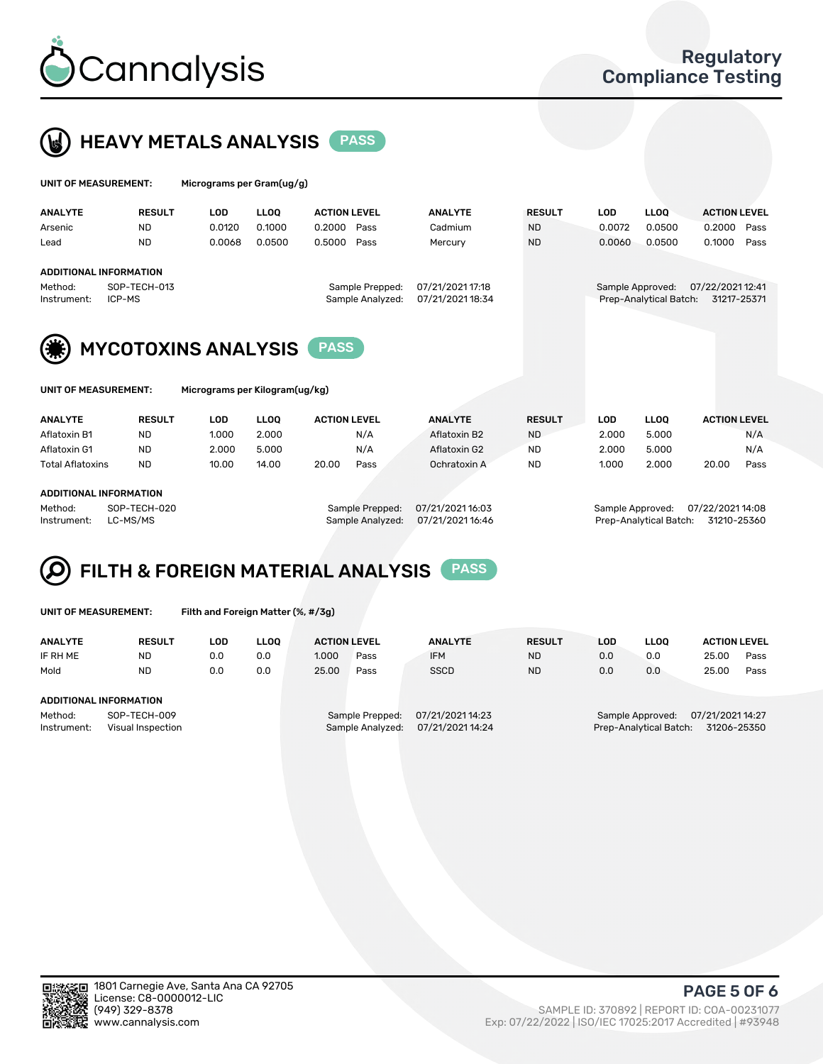# Cannalysis

Regulatory Compliance Testing

## HEAVY METALS ANALYSIS PASS

**UNIT OF MEASUREMENT:** Micrograms per Gram(ug/g)

| ANALYTE | RESULT | LOD | LLOQ | ACTION LEVEL | | ANALYTE | RESULT | LOD | LLOQ | ACTION LEVEL | |
|---|---|---|---|---|---|---|---|---|---|---|---|
| Arsenic | ND | 0.0120 | 0.1000 | 0.2000 | Pass | Cadmium | ND | 0.0072 | 0.0500 | 0.2000 | Pass |
| Lead | ND | 0.0068 | 0.0500 | 0.5000 | Pass | Mercury | ND | 0.0060 | 0.0500 | 0.1000 | Pass |

**ADDITIONAL INFORMATION**

Method: SOP-TECH-013
Instrument: ICP-MS
Sample Prepped: 07/21/2021 17:18
Sample Analyzed: 07/21/2021 18:34
Sample Approved: 07/22/2021 12:41
Prep-Analytical Batch: 31217-25371

## MYCOTOXINS ANALYSIS PASS

**UNIT OF MEASUREMENT:** Micrograms per Kilogram(ug/kg)

| ANALYTE | RESULT | LOD | LLOQ | ACTION LEVEL | | ANALYTE | RESULT | LOD | LLOQ | ACTION LEVEL | |
|---|---|---|---|---|---|---|---|---|---|---|---|
| Aflatoxin B1 | ND | 1.000 | 2.000 | | N/A | Aflatoxin B2 | ND | 2.000 | 5.000 | | N/A |
| Aflatoxin G1 | ND | 2.000 | 5.000 | | N/A | Aflatoxin G2 | ND | 2.000 | 5.000 | | N/A |
| Total Aflatoxins | ND | 10.00 | 14.00 | 20.00 | Pass | Ochratoxin A | ND | 1.000 | 2.000 | 20.00 | Pass |

**ADDITIONAL INFORMATION**

Method: SOP-TECH-020
Instrument: LC-MS/MS
Sample Prepped: 07/21/2021 16:03
Sample Analyzed: 07/21/2021 16:46
Sample Approved: 07/22/2021 14:08
Prep-Analytical Batch: 31210-25360

## FILTH & FOREIGN MATERIAL ANALYSIS PASS

**UNIT OF MEASUREMENT:** Filth and Foreign Matter (%, #/3g)

| ANALYTE | RESULT | LOD | LLOQ | ACTION LEVEL | | ANALYTE | RESULT | LOD | LLOQ | ACTION LEVEL | |
|---|---|---|---|---|---|---|---|---|---|---|---|
| IF RH ME | ND | 0.0 | 0.0 | 1.000 | Pass | IFM | ND | 0.0 | 0.0 | 25.00 | Pass |
| Mold | ND | 0.0 | 0.0 | 25.00 | Pass | SSCD | ND | 0.0 | 0.0 | 25.00 | Pass |

**ADDITIONAL INFORMATION**

Method: SOP-TECH-009
Instrument: Visual Inspection
Sample Prepped: 07/21/2021 14:23
Sample Analyzed: 07/21/2021 14:24
Sample Approved: 07/21/2021 14:27
Prep-Analytical Batch: 31206-25350

1801 Carnegie Ave, Santa Ana CA 92705
License: C8-0000012-LIC
(949) 329-8378
www.cannalysis.com

SAMPLE ID: 370892 | REPORT ID: COA-00231077
Exp: 07/22/2022 | ISO/IEC 17025:2017 Accredited | #93948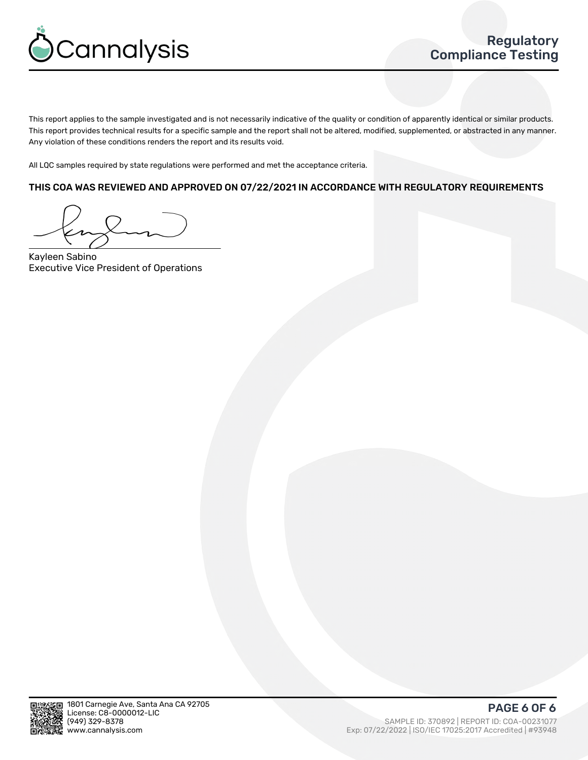This report applies to the sample investigated and is not necessarily indicative of the quality or condition of apparently identical or similar products. This report provides technical results for a specific sample and the report shall not be altered, modified, supplemented, or abstracted in any manner. Any violation of these conditions renders the report and its results void.

All LQC samples required by state regulations were performed and met the acceptance criteria.

**THIS COA WAS REVIEWED AND APPROVED ON 07/22/2021 IN ACCORDANCE WITH REGULATORY REQUIREMENTS**

Kayleen Sabino
Executive Vice President of Operations